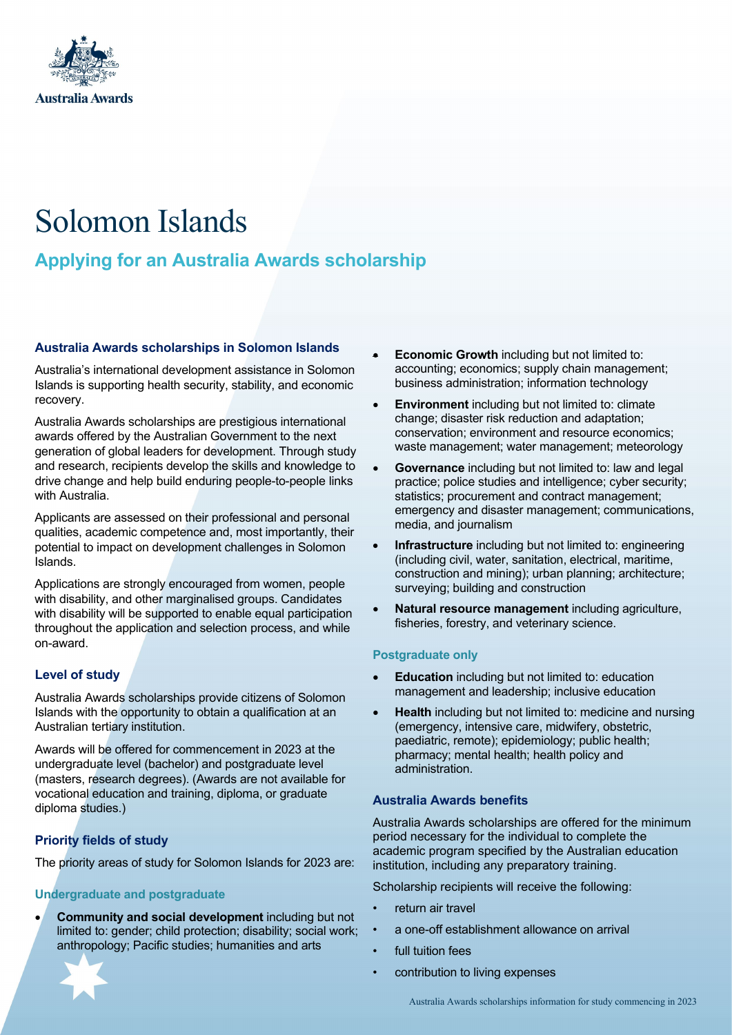Australia Awards

# Solomon Islands

## Applying for an Australia Awards scholarship

### Australia Awards scholarships in Solomon Islands

Australia's international development assistance in Solomon Islands is supporting health security, stability, and economic recovery.

Australia Awards scholarships are prestigious international awards offered by the Australian Government to the next generation of global leaders for development. Through study and research, recipients develop the skills and knowledge to drive change and help build enduring people-to-people links with Australia.

Applicants are assessed on their professional and personal qualities, academic competence and, most importantly, their potential to impact on development challenges in Solomon Islands.

Applications are strongly encouraged from women, people with disability, and other marginalised groups. Candidates with disability will be supported to enable equal participation throughout the application and selection process, and while on-award.

### Level of study

Australia Awards scholarships provide citizens of Solomon Islands with the opportunity to obtain a qualification at an Australian tertiary institution.

Awards will be offered for commencement in 2023 at the undergraduate level (bachelor) and postgraduate level (masters, research degrees). (Awards are not available for vocational education and training, diploma, or graduate diploma studies.)

### Priority fields of study

The priority areas of study for Solomon Islands for 2023 are:

#### Undergraduate and postgraduate

- **Community and social development** including but not limited to: gender; child protection; disability; social work; anthropology; Pacific studies; humanities and arts
- **Economic Growth** including but not limited to: accounting; economics; supply chain management; business administration; information technology
- **Environment** including but not limited to: climate change; disaster risk reduction and adaptation; conservation; environment and resource economics; waste management; water management; meteorology
- **Governance** including but not limited to: law and legal practice; police studies and intelligence; cyber security; statistics; procurement and contract management; emergency and disaster management; communications, media, and journalism
- **Infrastructure** including but not limited to: engineering (including civil, water, sanitation, electrical, maritime, construction and mining); urban planning; architecture; surveying; building and construction
- **Natural resource management** including agriculture, fisheries, forestry, and veterinary science.

#### Postgraduate only

- **Education** including but not limited to: education management and leadership; inclusive education
- **Health** including but not limited to: medicine and nursing (emergency, intensive care, midwifery, obstetric, paediatric, remote); epidemiology; public health; pharmacy; mental health; health policy and administration.

### Australia Awards benefits

Australia Awards scholarships are offered for the minimum period necessary for the individual to complete the academic program specified by the Australian education institution, including any preparatory training.

Scholarship recipients will receive the following:

- return air travel
- a one-off establishment allowance on arrival
- full tuition fees
- contribution to living expenses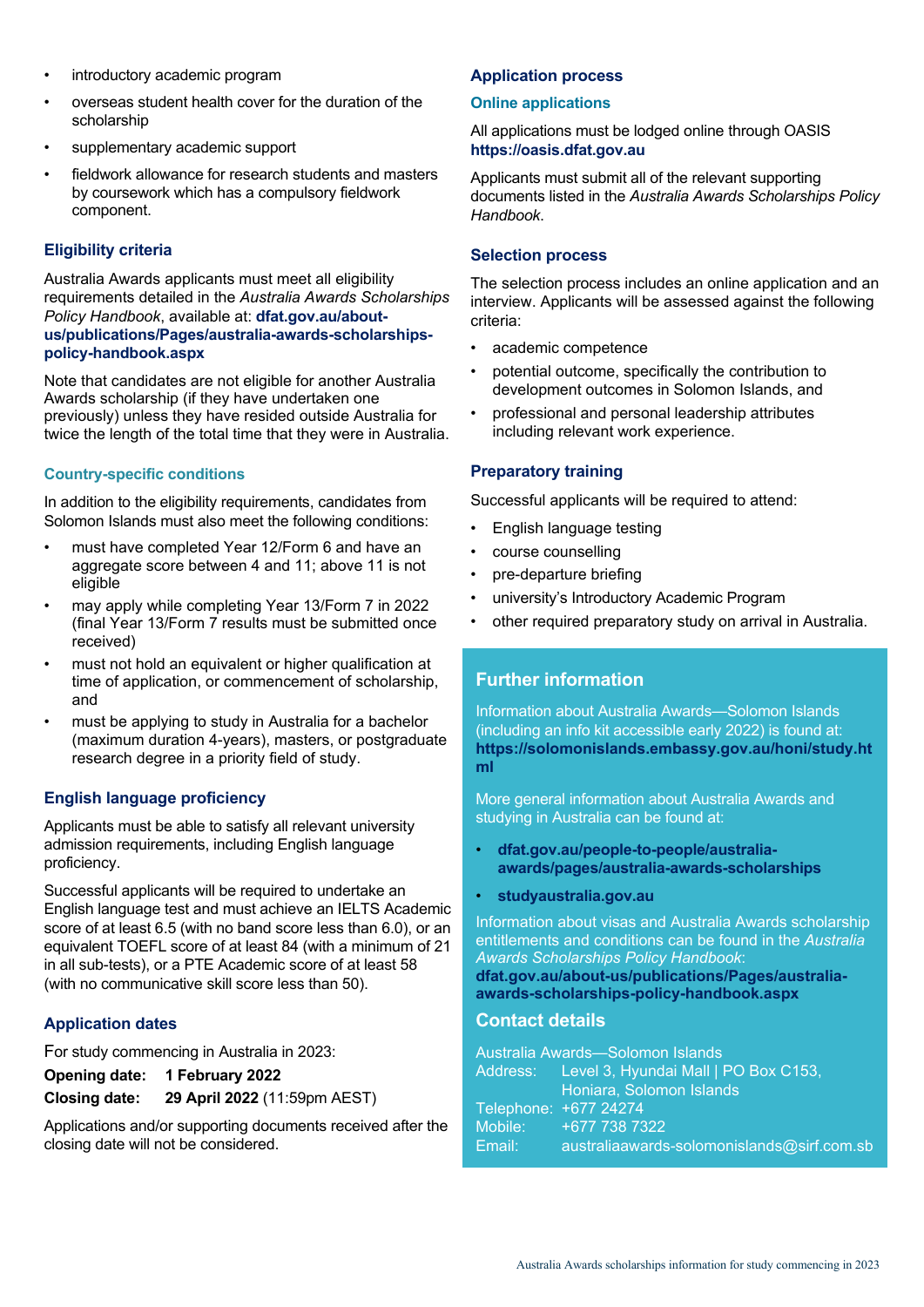- introductory academic program
- overseas student health cover for the duration of the scholarship
- supplementary academic support
- fieldwork allowance for research students and masters by coursework which has a compulsory fieldwork component.

## Eligibility criteria

Australia Awards applicants must meet all eligibility requirements detailed in the *Australia Awards Scholarships Policy Handbook*, available at: **dfat.gov.au/about-us/publications/Pages/australia-awards-scholarships-policy-handbook.aspx**

Note that candidates are not eligible for another Australia Awards scholarship (if they have undertaken one previously) unless they have resided outside Australia for twice the length of the total time that they were in Australia.

### Country-specific conditions

In addition to the eligibility requirements, candidates from Solomon Islands must also meet the following conditions:

- must have completed Year 12/Form 6 and have an aggregate score between 4 and 11; above 11 is not eligible
- may apply while completing Year 13/Form 7 in 2022 (final Year 13/Form 7 results must be submitted once received)
- must not hold an equivalent or higher qualification at time of application, or commencement of scholarship, and
- must be applying to study in Australia for a bachelor (maximum duration 4-years), masters, or postgraduate research degree in a priority field of study.

## English language proficiency

Applicants must be able to satisfy all relevant university admission requirements, including English language proficiency.

Successful applicants will be required to undertake an English language test and must achieve an IELTS Academic score of at least 6.5 (with no band score less than 6.0), or an equivalent TOEFL score of at least 84 (with a minimum of 21 in all sub-tests), or a PTE Academic score of at least 58 (with no communicative skill score less than 50).

## Application dates

For study commencing in Australia in 2023:

**Opening date:** **1 February 2022**

**Closing date:** **29 April 2022** (11:59pm AEST)

Applications and/or supporting documents received after the closing date will not be considered.

## Application process

### Online applications

All applications must be lodged online through OASIS **https://oasis.dfat.gov.au**

Applicants must submit all of the relevant supporting documents listed in the *Australia Awards Scholarships Policy Handbook*.

## Selection process

The selection process includes an online application and an interview. Applicants will be assessed against the following criteria:

- academic competence
- potential outcome, specifically the contribution to development outcomes in Solomon Islands, and
- professional and personal leadership attributes including relevant work experience.

## Preparatory training

Successful applicants will be required to attend:

- English language testing
- course counselling
- pre-departure briefing
- university's Introductory Academic Program
- other required preparatory study on arrival in Australia.

## Further information

Information about Australia Awards—Solomon Islands (including an info kit accessible early 2022) is found at: **https://solomonislands.embassy.gov.au/honi/study.html**

More general information about Australia Awards and studying in Australia can be found at:

- **dfat.gov.au/people-to-people/australia-awards/pages/australia-awards-scholarships**
- **studyaustralia.gov.au**

Information about visas and Australia Awards scholarship entitlements and conditions can be found in the *Australia Awards Scholarships Policy Handbook*: **dfat.gov.au/about-us/publications/Pages/australia-awards-scholarships-policy-handbook.aspx**

## Contact details

Australia Awards—Solomon Islands

Address: Level 3, Hyundai Mall | PO Box C153, Honiara, Solomon Islands

Telephone: +677 24274

Mobile: +677 738 7322

Email: australiaawards-solomonislands@sirf.com.sb